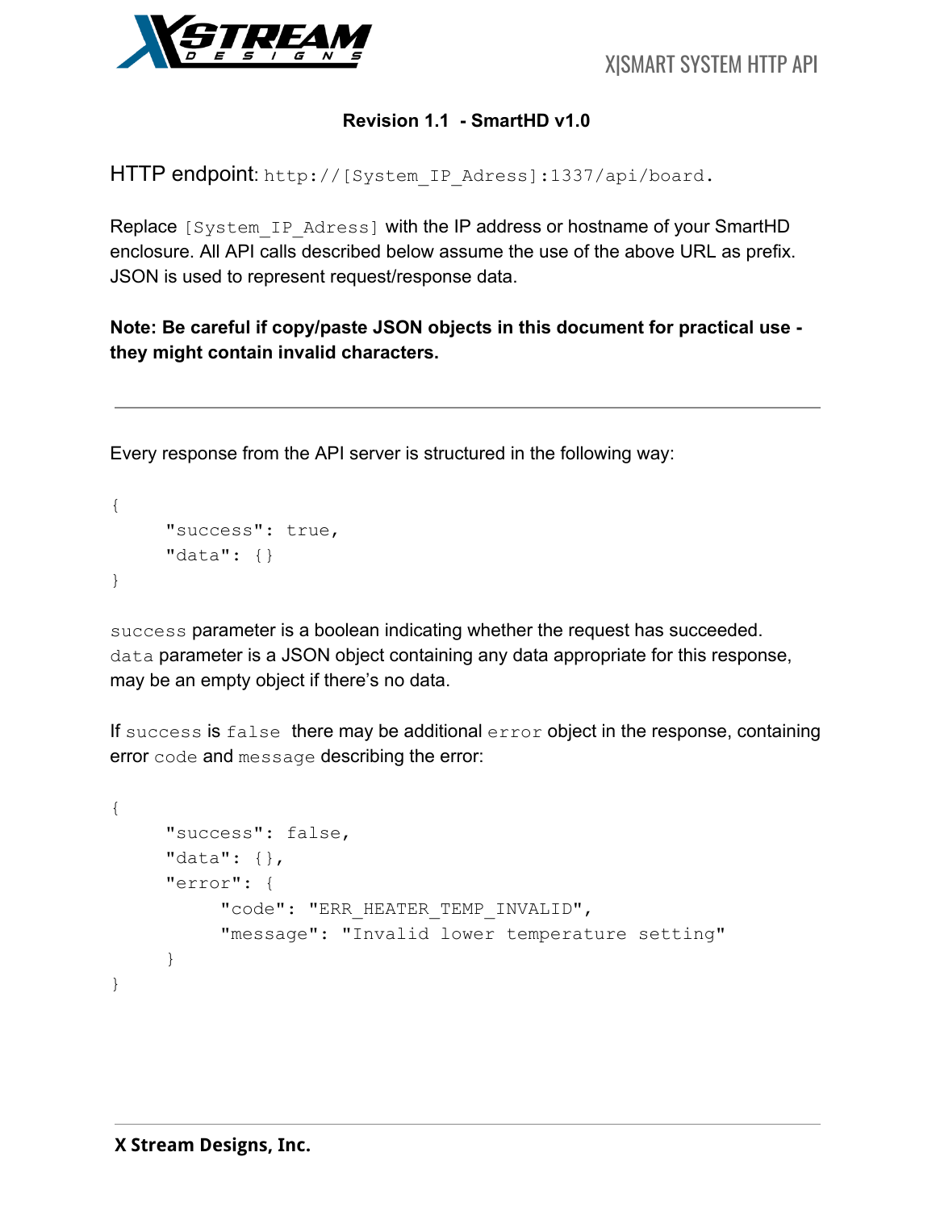# X|SMART SYSTEM HTTP API

**Revision 1.1 - SmartHD v1.0**

HTTP endpoint: `http://[System_IP_Adress]:1337/api/board`.

Replace `[System_IP_Adress]` with the IP address or hostname of your SmartHD enclosure. All API calls described below assume the use of the above URL as prefix. JSON is used to represent request/response data.

**Note: Be careful if copy/paste JSON objects in this document for practical use - they might contain invalid characters.**

---

Every response from the API server is structured in the following way:

```
{
	"success": true,
	"data": {}
}
```

`success` parameter is a boolean indicating whether the request has succeeded. `data` parameter is a JSON object containing any data appropriate for this response, may be an empty object if there's no data.

If `success` is `false` there may be additional `error` object in the response, containing error `code` and `message` describing the error:

```
{
	"success": false,
	"data": {},
	"error": {
		"code": "ERR_HEATER_TEMP_INVALID",
		"message": "Invalid lower temperature setting"
	}
}
```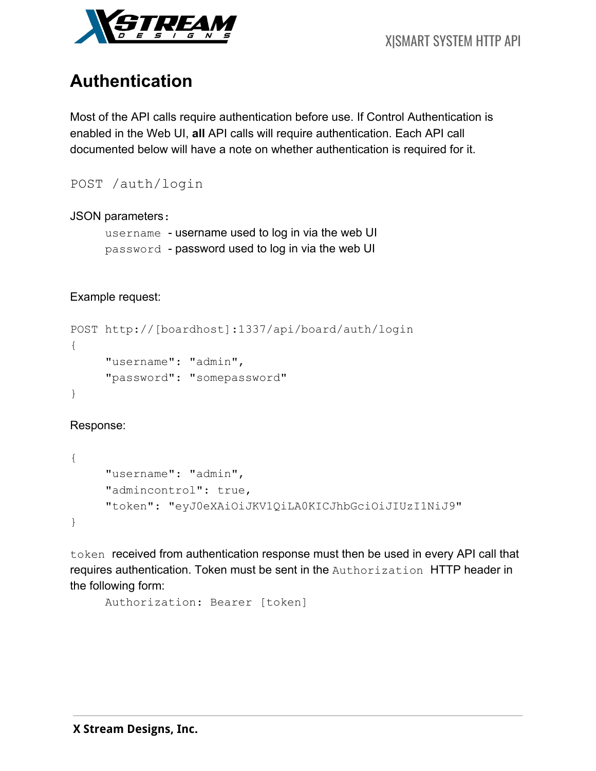# Authentication

Most of the API calls require authentication before use. If Control Authentication is enabled in the Web UI, **all** API calls will require authentication. Each API call documented below will have a note on whether authentication is required for it.

```
POST /auth/login
```

JSON parameters:

- `username` - username used to log in via the web UI
- `password` - password used to log in via the web UI

Example request:

```
POST http://[boardhost]:1337/api/board/auth/login
{
      "username": "admin",
      "password": "somepassword"
}
```

Response:

```
{
      "username": "admin",
      "admincontrol": true,
      "token": "eyJ0eXAiOiJKV1QiLA0KICJhbGciOiJIUzI1NiJ9"
}
```

`token` received from authentication response must then be used in every API call that requires authentication. Token must be sent in the `Authorization` HTTP header in the following form:

```
Authorization: Bearer [token]
```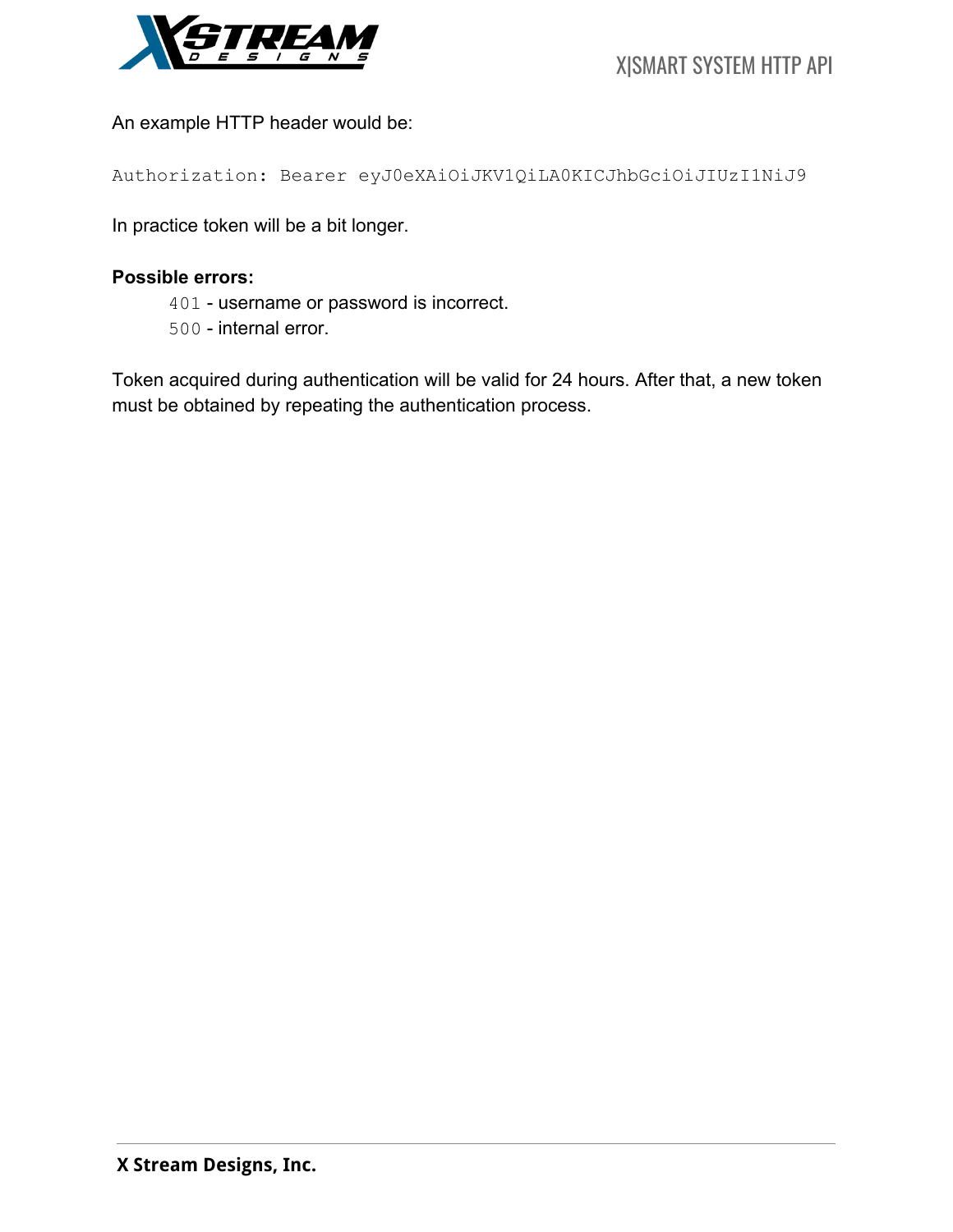An example HTTP header would be:

```
Authorization: Bearer eyJ0eXAiOiJKV1QiLA0KICJhbGciOiJIUzI1NiJ9
```

In practice token will be a bit longer.

**Possible errors:**

- `401` - username or password is incorrect.
- `500` - internal error.

Token acquired during authentication will be valid for 24 hours. After that, a new token must be obtained by repeating the authentication process.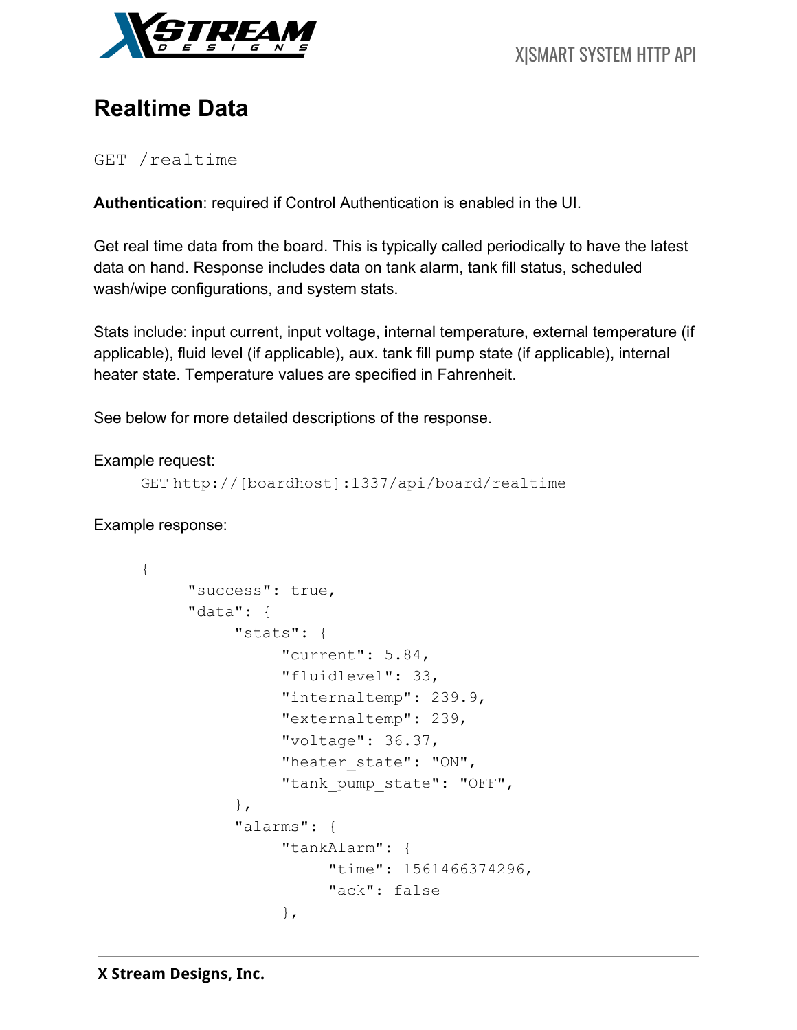# Realtime Data

```
GET /realtime
```

**Authentication**: required if Control Authentication is enabled in the UI.

Get real time data from the board. This is typically called periodically to have the latest data on hand. Response includes data on tank alarm, tank fill status, scheduled wash/wipe configurations, and system stats.

Stats include: input current, input voltage, internal temperature, external temperature (if applicable), fluid level (if applicable), aux. tank fill pump state (if applicable), internal heater state. Temperature values are specified in Fahrenheit.

See below for more detailed descriptions of the response.

Example request:

```
GET http://[boardhost]:1337/api/board/realtime
```

Example response:

```
{
      "success": true,
      "data": {
            "stats": {
                  "current": 5.84,
                  "fluidlevel": 33,
                  "internaltemp": 239.9,
                  "externaltemp": 239,
                  "voltage": 36.37,
                  "heater_state": "ON",
                  "tank_pump_state": "OFF",
            },
            "alarms": {
                  "tankAlarm": {
                        "time": 1561466374296,
                        "ack": false
                  },
```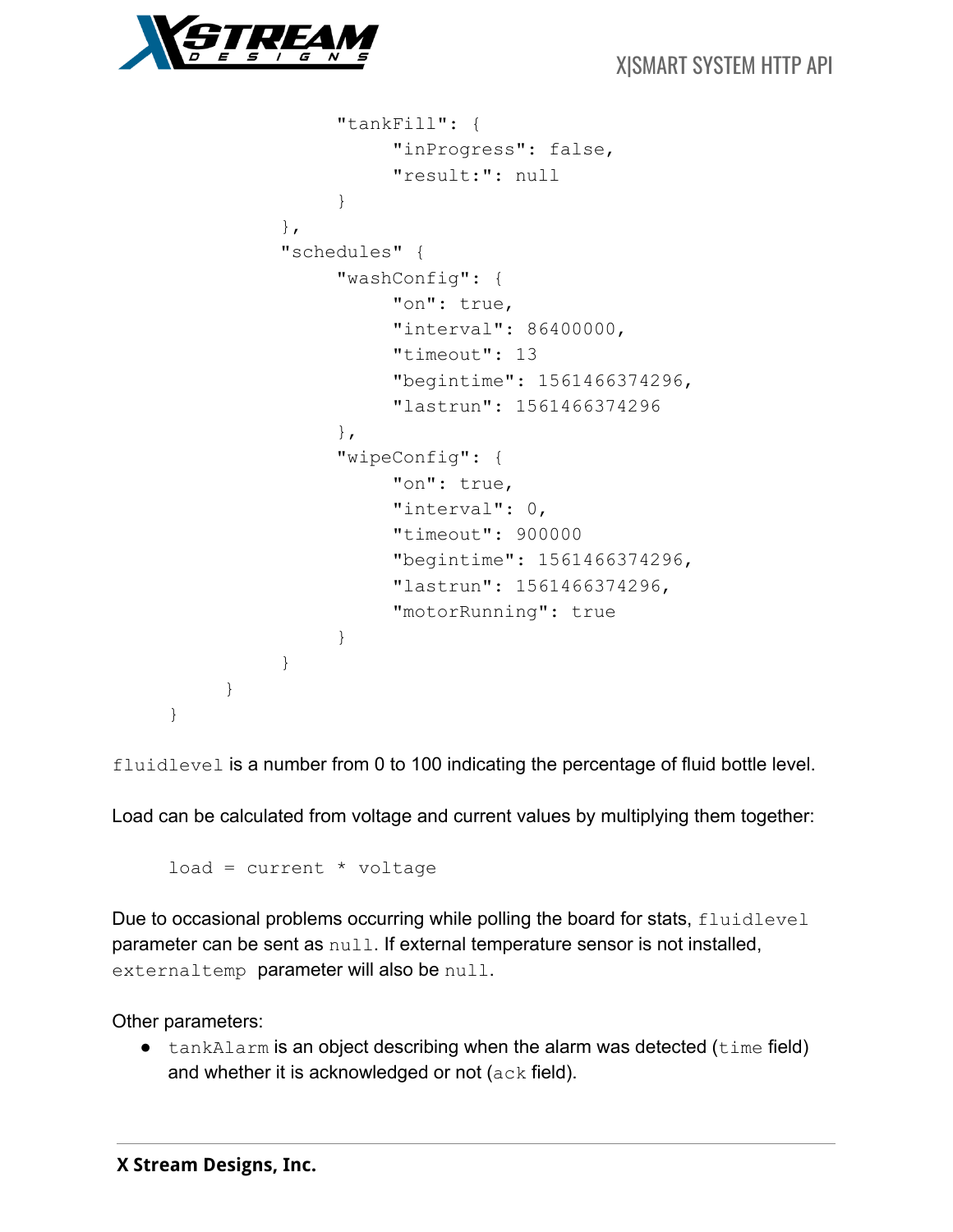```
                "tankFill": {
                    "inProgress": false,
                    "result:": null
                }
            },
            "schedules" {
                "washConfig": {
                    "on": true,
                    "interval": 86400000,
                    "timeout": 13
                    "begintime": 1561466374296,
                    "lastrun": 1561466374296
                },
                "wipeConfig": {
                    "on": true,
                    "interval": 0,
                    "timeout": 900000
                    "begintime": 1561466374296,
                    "lastrun": 1561466374296,
                    "motorRunning": true
                }
            }
        }
    }
```

`fluidlevel` is a number from 0 to 100 indicating the percentage of fluid bottle level.

Load can be calculated from voltage and current values by multiplying them together:

```
load = current * voltage
```

Due to occasional problems occurring while polling the board for stats, `fluidlevel` parameter can be sent as `null`. If external temperature sensor is not installed, `externaltemp` parameter will also be `null`.

Other parameters:

- `tankAlarm` is an object describing when the alarm was detected (`time` field) and whether it is acknowledged or not (`ack` field).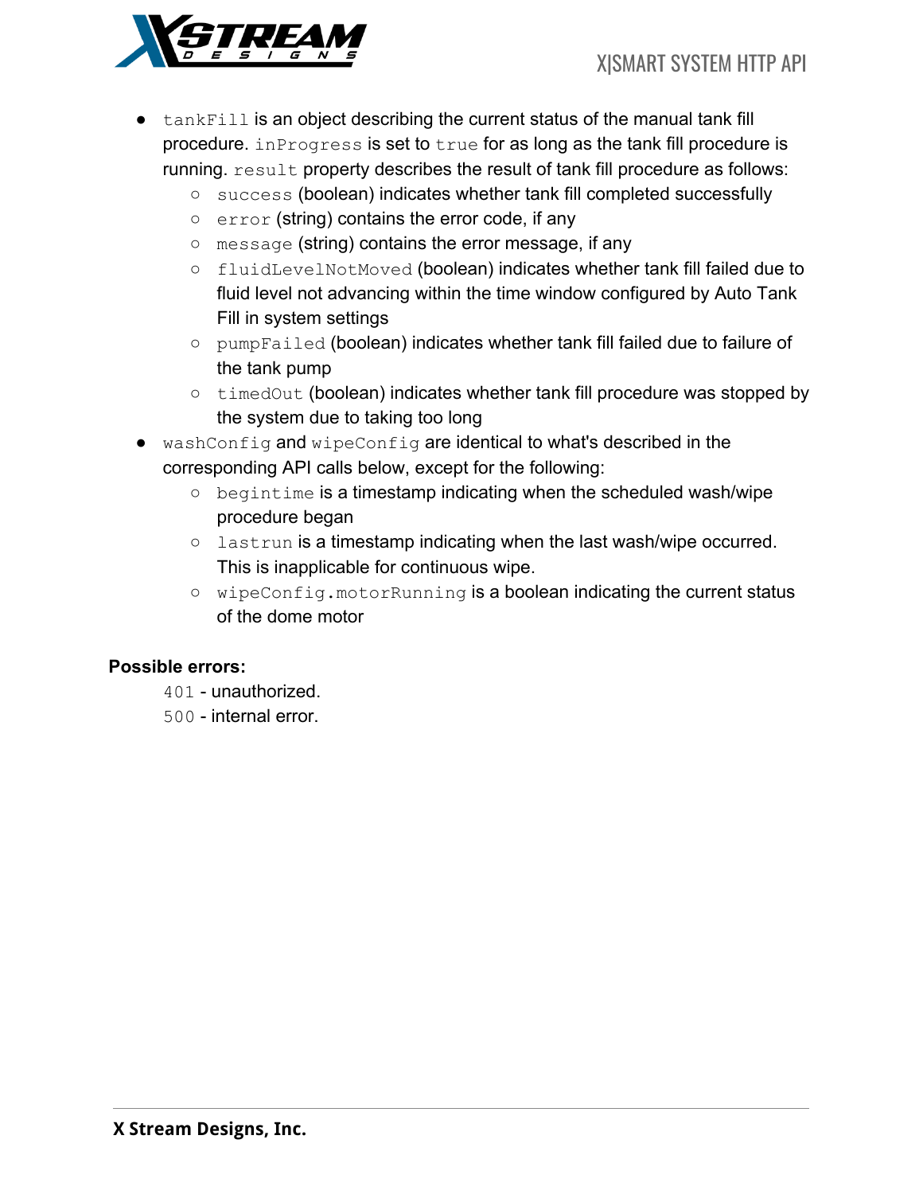- `tankFill` is an object describing the current status of the manual tank fill procedure. `inProgress` is set to `true` for as long as the tank fill procedure is running. `result` property describes the result of tank fill procedure as follows:
  - `success` (boolean) indicates whether tank fill completed successfully
  - `error` (string) contains the error code, if any
  - `message` (string) contains the error message, if any
  - `fluidLevelNotMoved` (boolean) indicates whether tank fill failed due to fluid level not advancing within the time window configured by Auto Tank Fill in system settings
  - `pumpFailed` (boolean) indicates whether tank fill failed due to failure of the tank pump
  - `timedOut` (boolean) indicates whether tank fill procedure was stopped by the system due to taking too long
- `washConfig` and `wipeConfig` are identical to what's described in the corresponding API calls below, except for the following:
  - `begintime` is a timestamp indicating when the scheduled wash/wipe procedure began
  - `lastrun` is a timestamp indicating when the last wash/wipe occurred. This is inapplicable for continuous wipe.
  - `wipeConfig.motorRunning` is a boolean indicating the current status of the dome motor

**Possible errors:**

`401` - unauthorized.
`500` - internal error.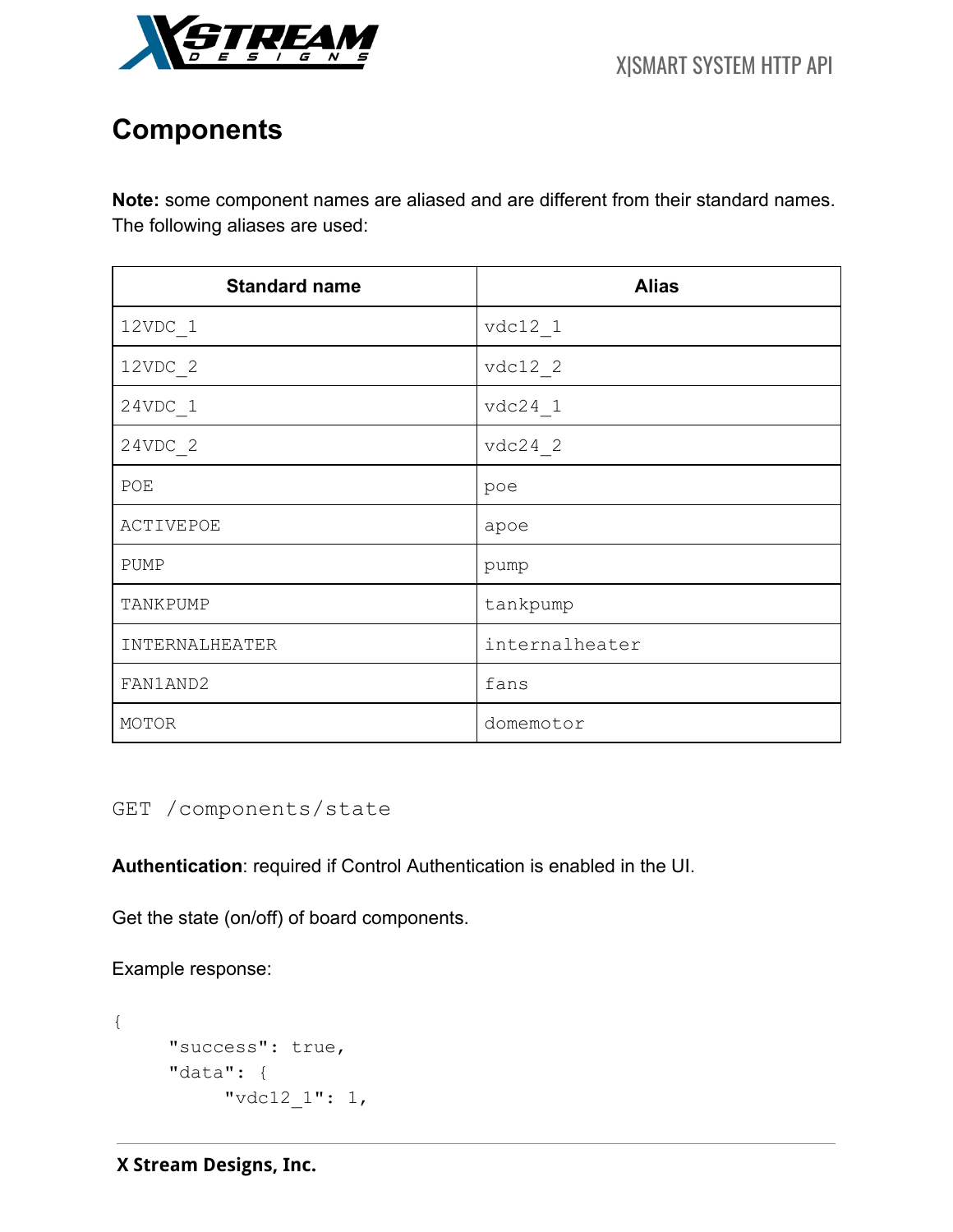## Components

**Note:** some component names are aliased and are different from their standard names. The following aliases are used:

| Standard name | Alias |
|---|---|
| 12VDC_1 | vdc12_1 |
| 12VDC_2 | vdc12_2 |
| 24VDC_1 | vdc24_1 |
| 24VDC_2 | vdc24_2 |
| POE | poe |
| ACTIVEPOE | apoe |
| PUMP | pump |
| TANKPUMP | tankpump |
| INTERNALHEATER | internalheater |
| FAN1AND2 | fans |
| MOTOR | domemotor |

### GET /components/state

**Authentication**: required if Control Authentication is enabled in the UI.

Get the state (on/off) of board components.

Example response:

```
{
     "success": true,
     "data": {
          "vdc12_1": 1,
```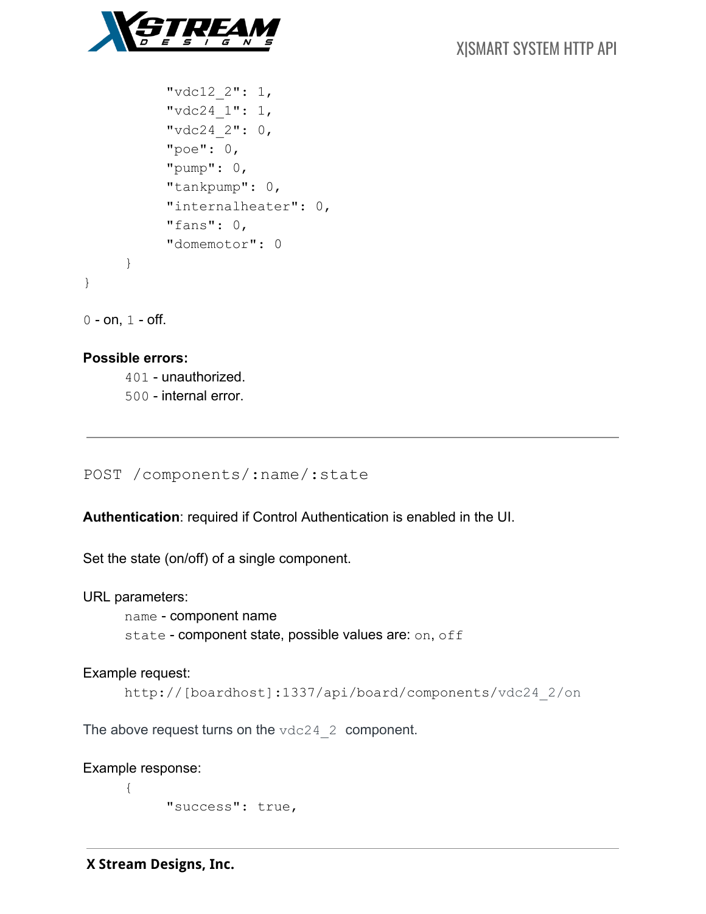```
        "vdc12_2": 1,
        "vdc24_1": 1,
        "vdc24_2": 0,
        "poe": 0,
        "pump": 0,
        "tankpump": 0,
        "internalheater": 0,
        "fans": 0,
        "domemotor": 0
    }
}
```

`0` - on, `1` - off.

**Possible errors:**

`401` - unauthorized.
`500` - internal error.

---

`POST /components/:name/:state`

**Authentication**: required if Control Authentication is enabled in the UI.

Set the state (on/off) of a single component.

URL parameters:

`name` - component name
`state` - component state, possible values are: `on`, `off`

Example request:

```
http://[boardhost]:1337/api/board/components/vdc24_2/on
```

The above request turns on the `vdc24_2` component.

Example response:

```
{
    "success": true,
```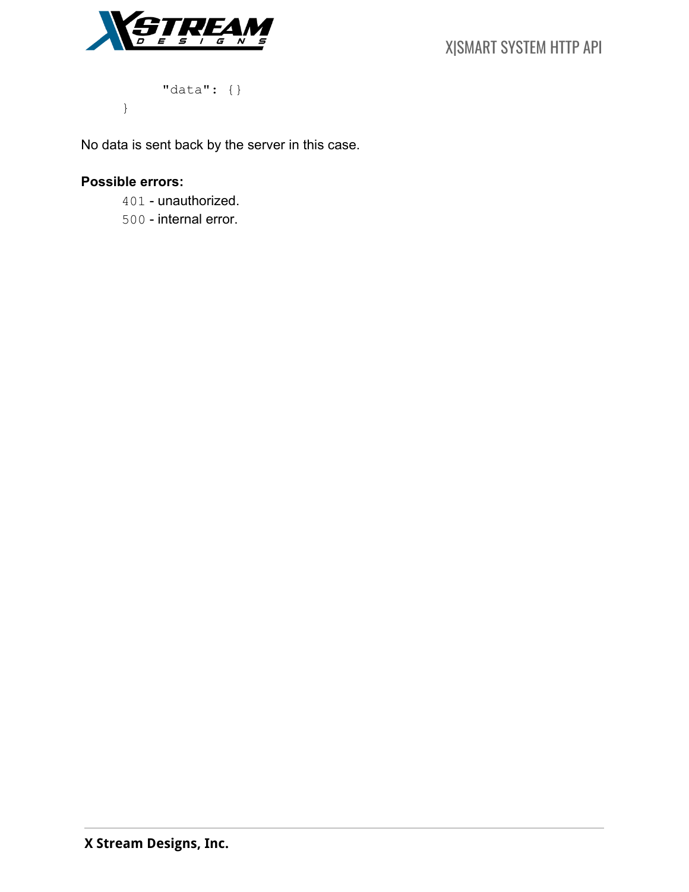```
    "data": {}
}
```

No data is sent back by the server in this case.

**Possible errors:**

`401` - unauthorized.
`500` - internal error.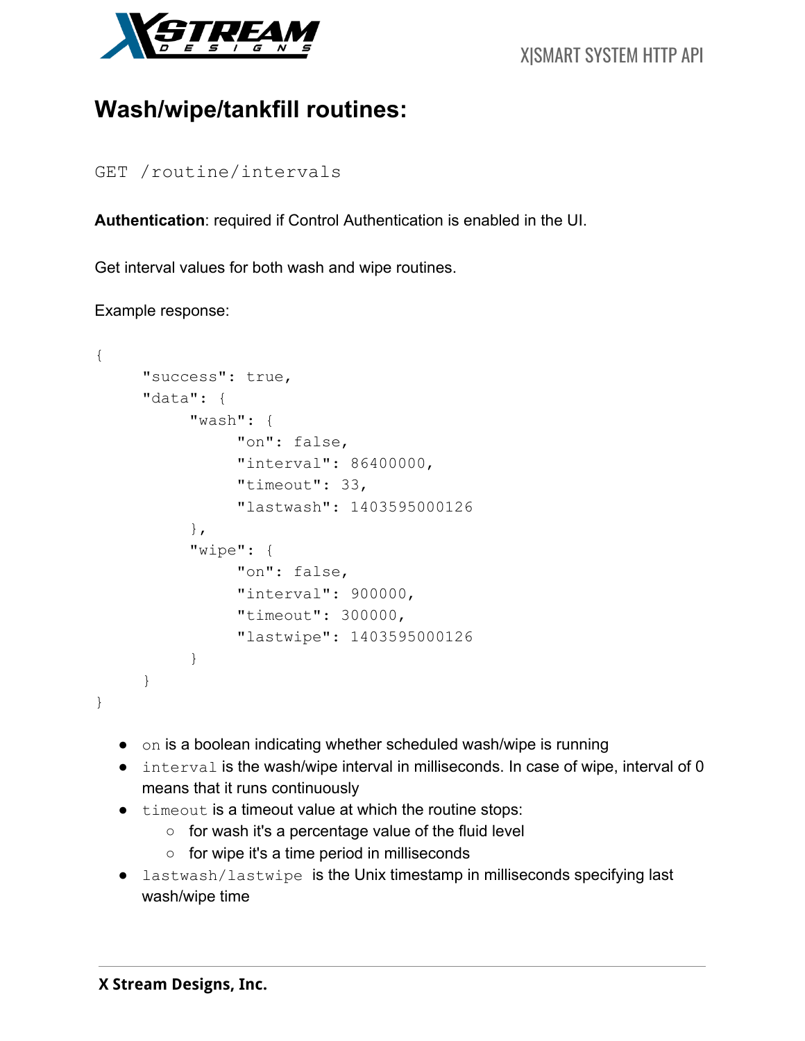# Wash/wipe/tankfill routines:

```
GET /routine/intervals
```

**Authentication**: required if Control Authentication is enabled in the UI.

Get interval values for both wash and wipe routines.

Example response:

```
{
    "success": true,
    "data": {
        "wash": {
            "on": false,
            "interval": 86400000,
            "timeout": 33,
            "lastwash": 1403595000126
        },
        "wipe": {
            "on": false,
            "interval": 900000,
            "timeout": 300000,
            "lastwipe": 1403595000126
        }
    }
}
```

- `on` is a boolean indicating whether scheduled wash/wipe is running
- `interval` is the wash/wipe interval in milliseconds. In case of wipe, interval of 0 means that it runs continuously
- `timeout` is a timeout value at which the routine stops:
  - for wash it's a percentage value of the fluid level
  - for wipe it's a time period in milliseconds
- `lastwash/lastwipe` is the Unix timestamp in milliseconds specifying last wash/wipe time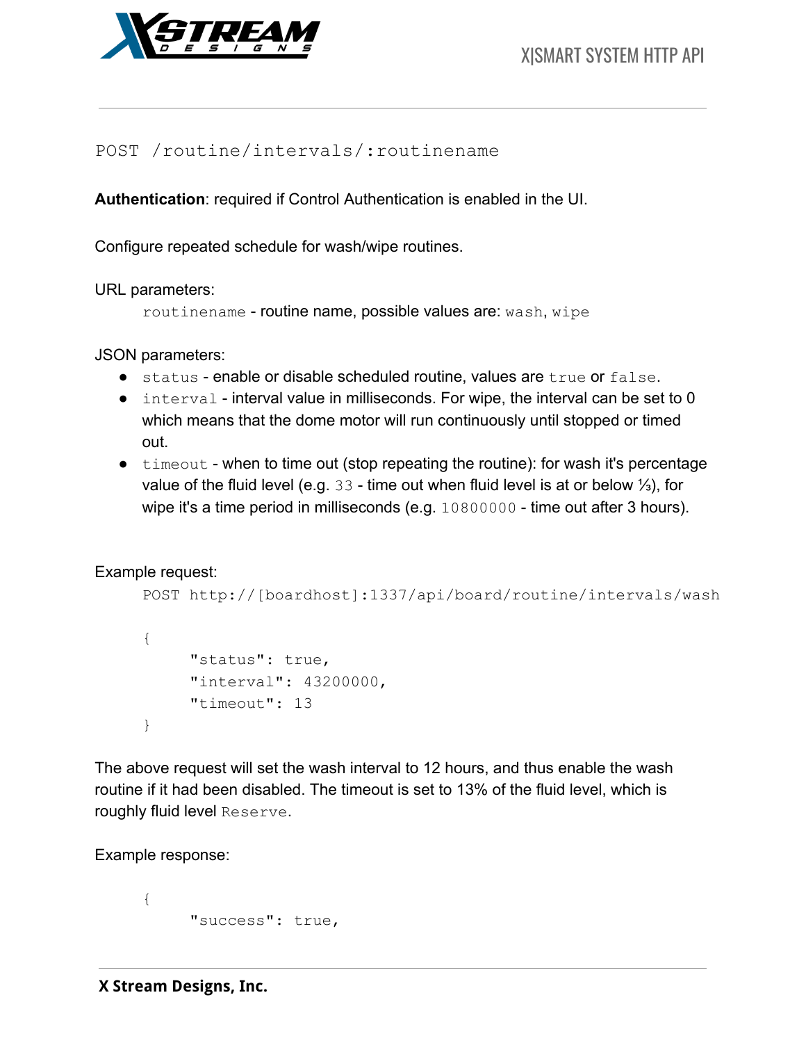```
POST /routine/intervals/:routinename
```

**Authentication**: required if Control Authentication is enabled in the UI.

Configure repeated schedule for wash/wipe routines.

URL parameters:

`routinename` - routine name, possible values are: `wash`, `wipe`

JSON parameters:

- `status` - enable or disable scheduled routine, values are `true` or `false`.
- `interval` - interval value in milliseconds. For wipe, the interval can be set to 0 which means that the dome motor will run continuously until stopped or timed out.
- `timeout` - when to time out (stop repeating the routine): for wash it's percentage value of the fluid level (e.g. `33` - time out when fluid level is at or below ⅓), for wipe it's a time period in milliseconds (e.g. `10800000` - time out after 3 hours).

Example request:

```
POST http://[boardhost]:1337/api/board/routine/intervals/wash

{
      "status": true,
      "interval": 43200000,
      "timeout": 13
}
```

The above request will set the wash interval to 12 hours, and thus enable the wash routine if it had been disabled. The timeout is set to 13% of the fluid level, which is roughly fluid level `Reserve`.

Example response:

```
{
      "success": true,
```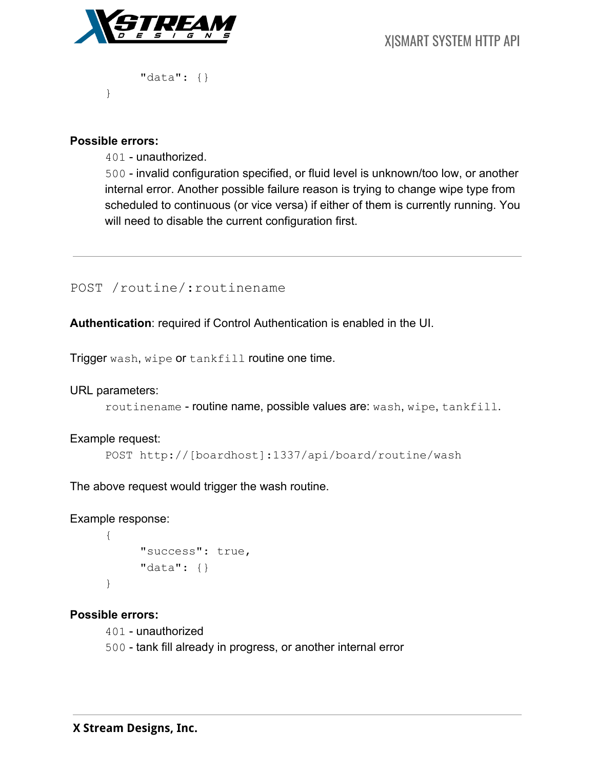```
    "data": {}
}
```

**Possible errors:**

`401` - unauthorized.

`500` - invalid configuration specified, or fluid level is unknown/too low, or another internal error. Another possible failure reason is trying to change wipe type from scheduled to continuous (or vice versa) if either of them is currently running. You will need to disable the current configuration first.

---

## `POST /routine/:routinename`

**Authentication**: required if Control Authentication is enabled in the UI.

Trigger `wash`, `wipe` or `tankfill` routine one time.

URL parameters:

`routinename` - routine name, possible values are: `wash`, `wipe`, `tankfill`.

Example request:

```
POST http://[boardhost]:1337/api/board/routine/wash
```

The above request would trigger the wash routine.

Example response:

```
{
    "success": true,
    "data": {}
}
```

**Possible errors:**

`401` - unauthorized

`500` - tank fill already in progress, or another internal error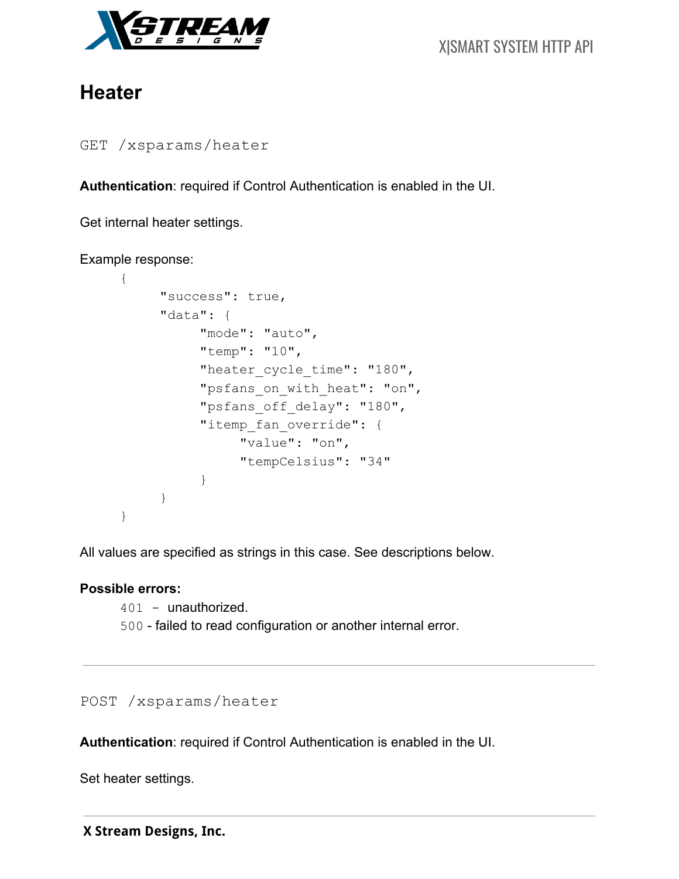# Heater

```
GET /xsparams/heater
```

**Authentication**: required if Control Authentication is enabled in the UI.

Get internal heater settings.

Example response:

```
{
      "success": true,
      "data": {
            "mode": "auto",
            "temp": "10",
            "heater_cycle_time": "180",
            "psfans_on_with_heat": "on",
            "psfans_off_delay": "180",
            "itemp_fan_override": {
                  "value": "on",
                  "tempCelsius": "34"
            }
      }
}
```

All values are specified as strings in this case. See descriptions below.

**Possible errors:**

`401` - unauthorized.

`500` - failed to read configuration or another internal error.

---

```
POST /xsparams/heater
```

**Authentication**: required if Control Authentication is enabled in the UI.

Set heater settings.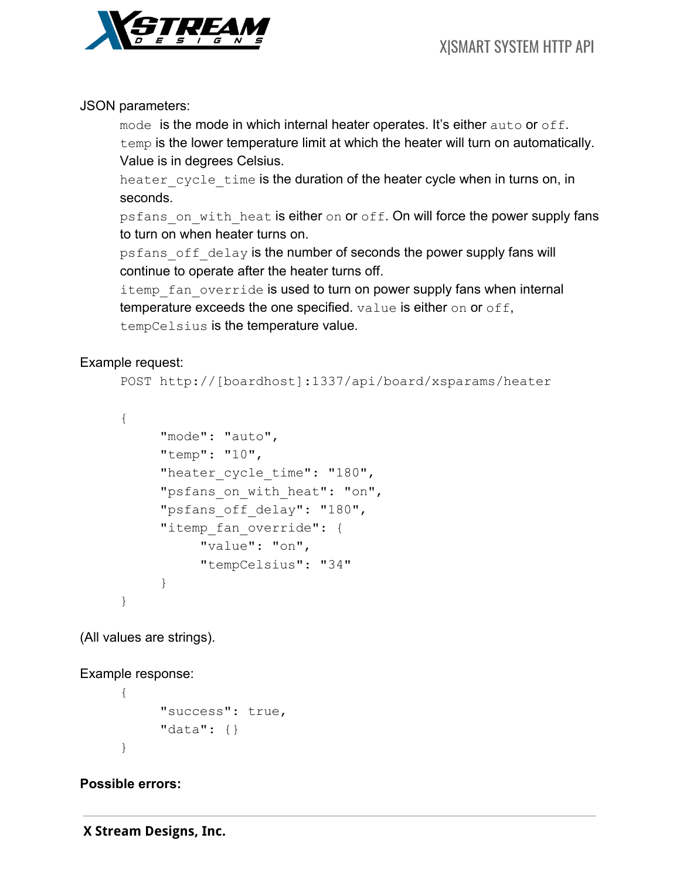JSON parameters:

`mode` is the mode in which internal heater operates. It's either `auto` or `off`.
`temp` is the lower temperature limit at which the heater will turn on automatically. Value is in degrees Celsius.
`heater_cycle_time` is the duration of the heater cycle when in turns on, in seconds.
`psfans_on_with_heat` is either `on` or `off`. On will force the power supply fans to turn on when heater turns on.
`psfans_off_delay` is the number of seconds the power supply fans will continue to operate after the heater turns off.
`itemp_fan_override` is used to turn on power supply fans when internal temperature exceeds the one specified. `value` is either `on` or `off`, `tempCelsius` is the temperature value.

Example request:

```
POST http://[boardhost]:1337/api/board/xsparams/heater

{
      "mode": "auto",
      "temp": "10",
      "heater_cycle_time": "180",
      "psfans_on_with_heat": "on",
      "psfans_off_delay": "180",
      "itemp_fan_override": {
            "value": "on",
            "tempCelsius": "34"
      }
}
```

(All values are strings).

Example response:

```
{
      "success": true,
      "data": {}
}
```

**Possible errors:**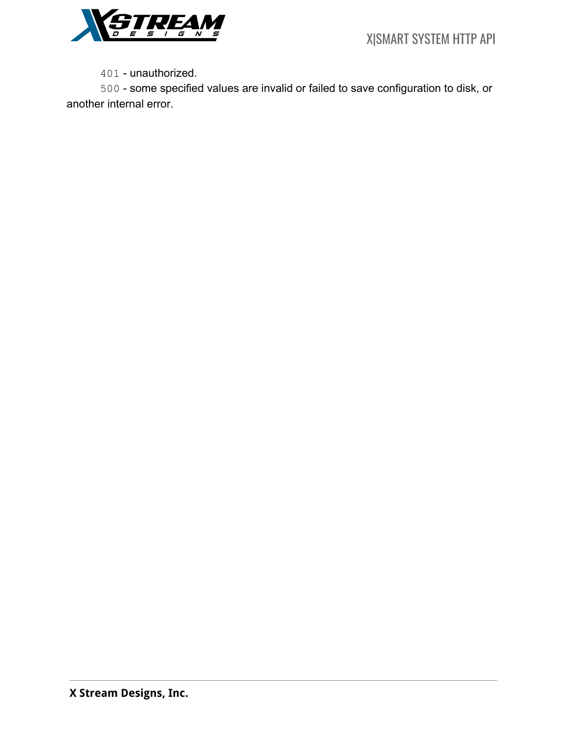`401` - unauthorized.

`500` - some specified values are invalid or failed to save configuration to disk, or another internal error.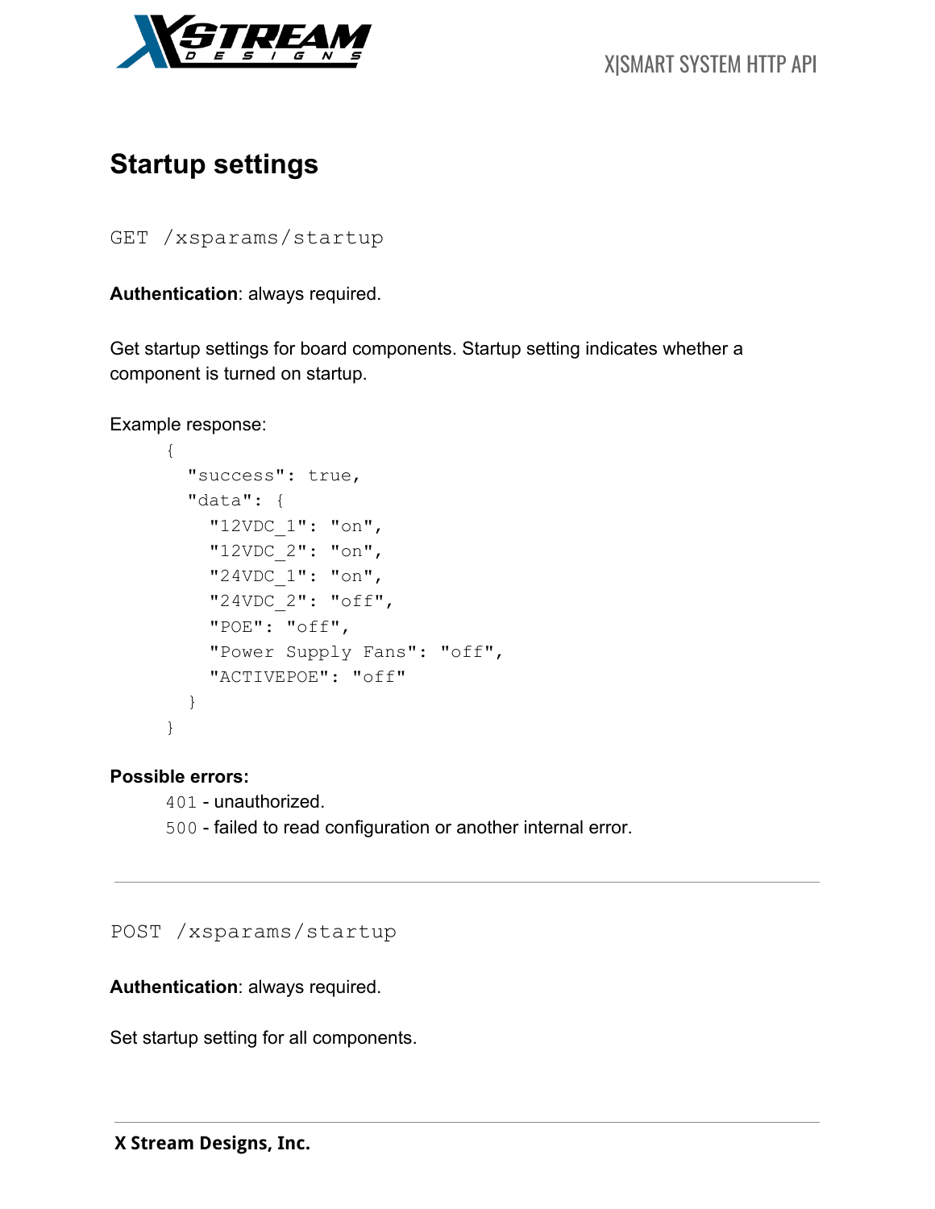## Startup settings

```
GET /xsparams/startup
```

**Authentication**: always required.

Get startup settings for board components. Startup setting indicates whether a component is turned on startup.

Example response:

```
{
  "success": true,
  "data": {
    "12VDC_1": "on",
    "12VDC_2": "on",
    "24VDC_1": "on",
    "24VDC_2": "off",
    "POE": "off",
    "Power Supply Fans": "off",
    "ACTIVEPOE": "off"
  }
}
```

**Possible errors:**

`401` - unauthorized.
`500` - failed to read configuration or another internal error.

---

```
POST /xsparams/startup
```

**Authentication**: always required.

Set startup setting for all components.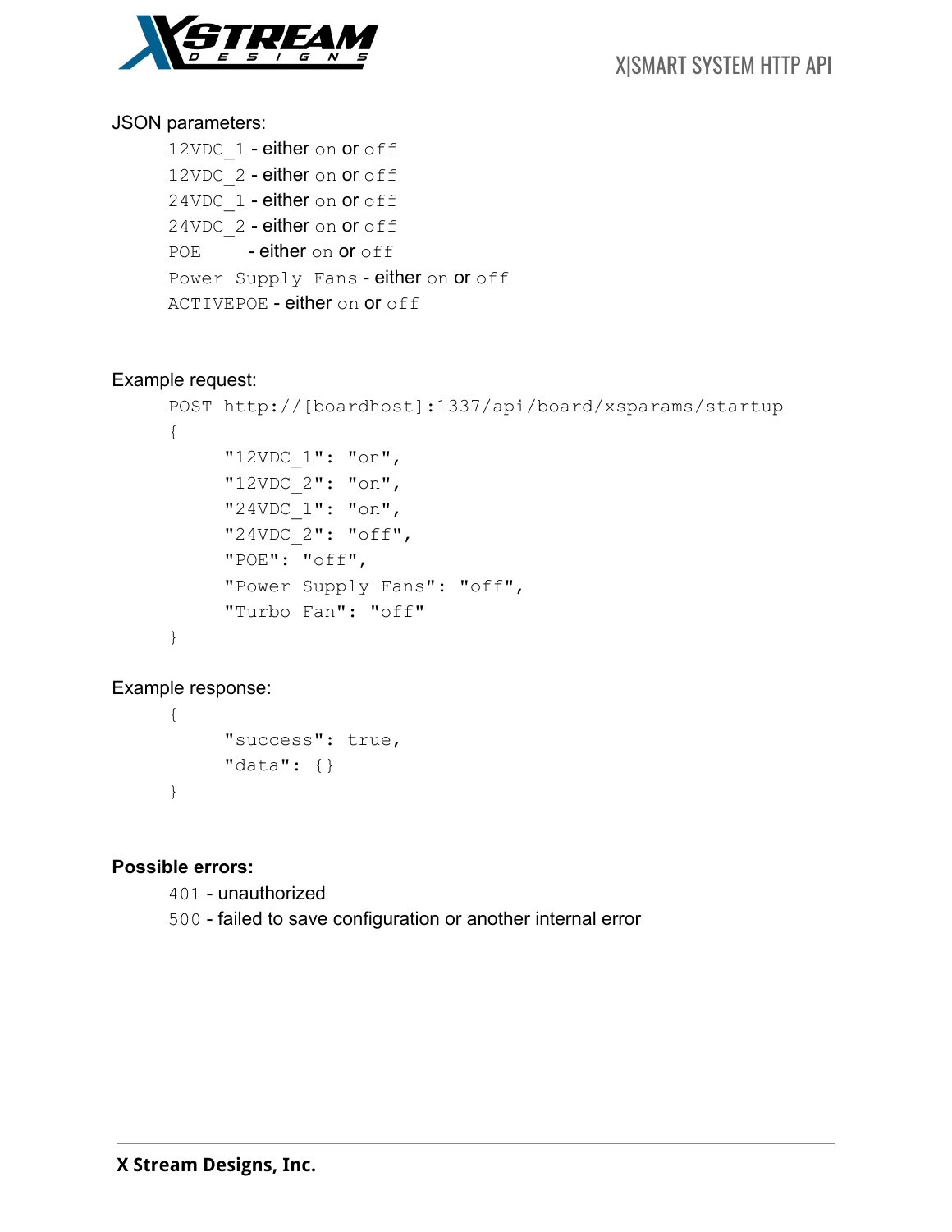JSON parameters:

- `12VDC_1` - either `on` or `off`
- `12VDC_2` - either `on` or `off`
- `24VDC_1` - either `on` or `off`
- `24VDC_2` - either `on` or `off`
- `POE` - either `on` or `off`
- `Power Supply Fans` - either `on` or `off`
- `ACTIVEPOE` - either `on` or `off`

Example request:

```
POST http://[boardhost]:1337/api/board/xsparams/startup
{
    "12VDC_1": "on",
    "12VDC_2": "on",
    "24VDC_1": "on",
    "24VDC_2": "off",
    "POE": "off",
    "Power Supply Fans": "off",
    "Turbo Fan": "off"
}
```

Example response:

```
{
    "success": true,
    "data": {}
}
```

**Possible errors:**

- `401` - unauthorized
- `500` - failed to save configuration or another internal error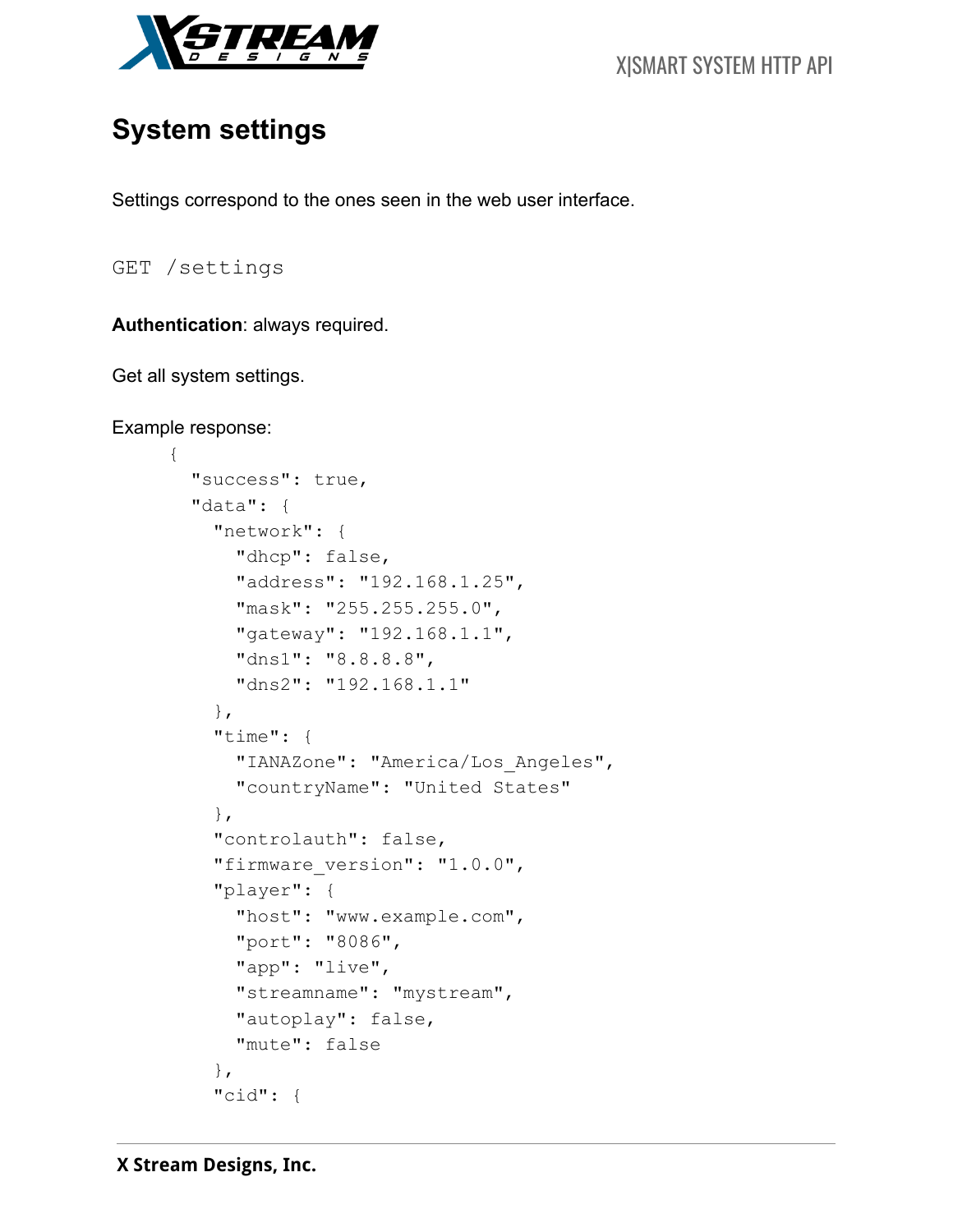## System settings

Settings correspond to the ones seen in the web user interface.

```
GET /settings
```

**Authentication**: always required.

Get all system settings.

Example response:

```
{
  "success": true,
  "data": {
    "network": {
      "dhcp": false,
      "address": "192.168.1.25",
      "mask": "255.255.255.0",
      "gateway": "192.168.1.1",
      "dns1": "8.8.8.8",
      "dns2": "192.168.1.1"
    },
    "time": {
      "IANAZone": "America/Los_Angeles",
      "countryName": "United States"
    },
    "controlauth": false,
    "firmware_version": "1.0.0",
    "player": {
      "host": "www.example.com",
      "port": "8086",
      "app": "live",
      "streamname": "mystream",
      "autoplay": false,
      "mute": false
    },
    "cid": {
```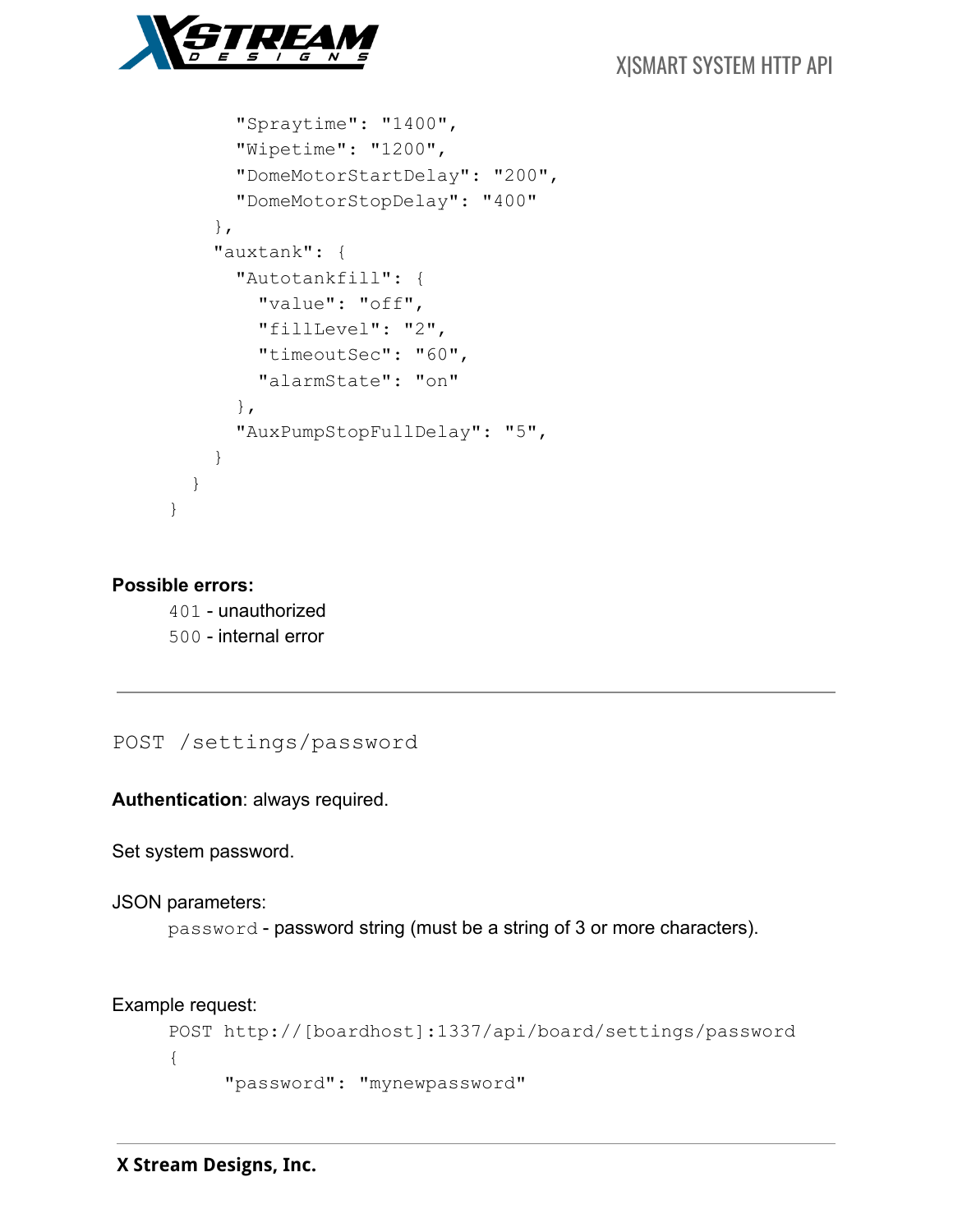```
        "Spraytime": "1400",
        "Wipetime": "1200",
        "DomeMotorStartDelay": "200",
        "DomeMotorStopDelay": "400"
      },
      "auxtank": {
        "Autotankfill": {
          "value": "off",
          "fillLevel": "2",
          "timeoutSec": "60",
          "alarmState": "on"
        },
        "AuxPumpStopFullDelay": "5",
      }
    }
  }
```

**Possible errors:**

`401` - unauthorized
`500` - internal error

---

## `POST /settings/password`

**Authentication**: always required.

Set system password.

JSON parameters:

`password` - password string (must be a string of 3 or more characters).

Example request:

```
POST http://[boardhost]:1337/api/board/settings/password
{
     "password": "mynewpassword"
```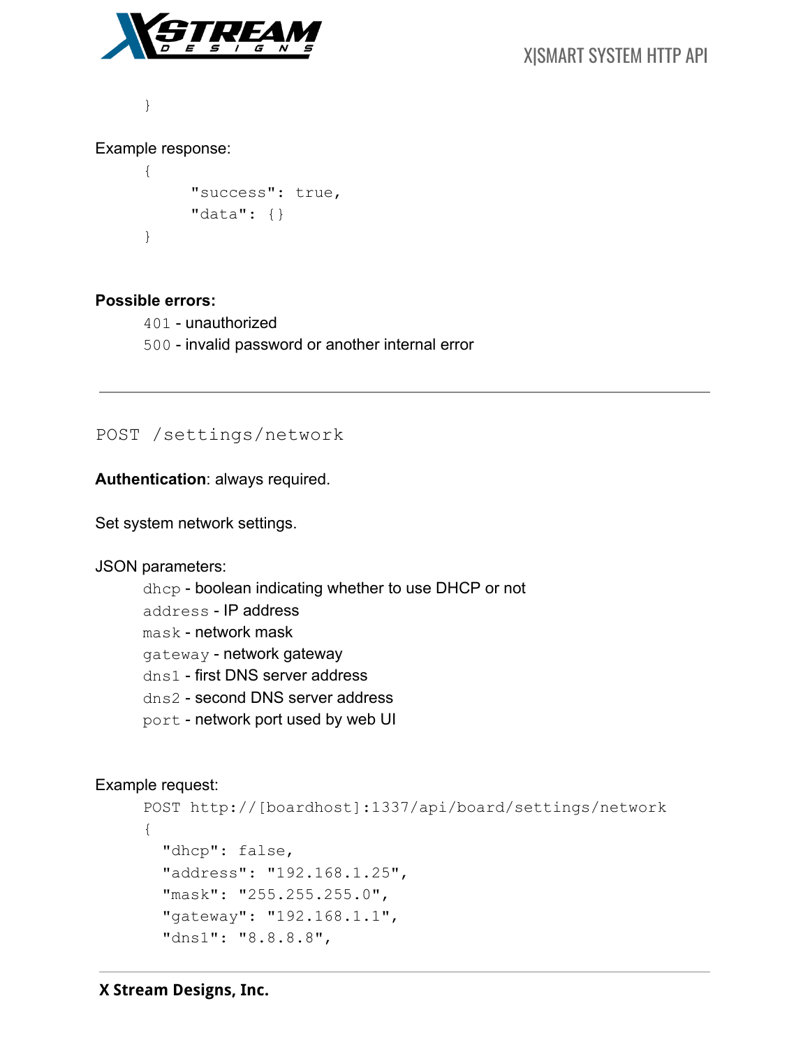```
}
```

Example response:

```
{
    "success": true,
    "data": {}
}
```

**Possible errors:**

`401` - unauthorized
`500` - invalid password or another internal error

---

## `POST /settings/network`

**Authentication**: always required.

Set system network settings.

JSON parameters:

`dhcp` - boolean indicating whether to use DHCP or not
`address` - IP address
`mask` - network mask
`gateway` - network gateway
`dns1` - first DNS server address
`dns2` - second DNS server address
`port` - network port used by web UI

Example request:

```
POST http://[boardhost]:1337/api/board/settings/network
{
  "dhcp": false,
  "address": "192.168.1.25",
  "mask": "255.255.255.0",
  "gateway": "192.168.1.1",
  "dns1": "8.8.8.8",
```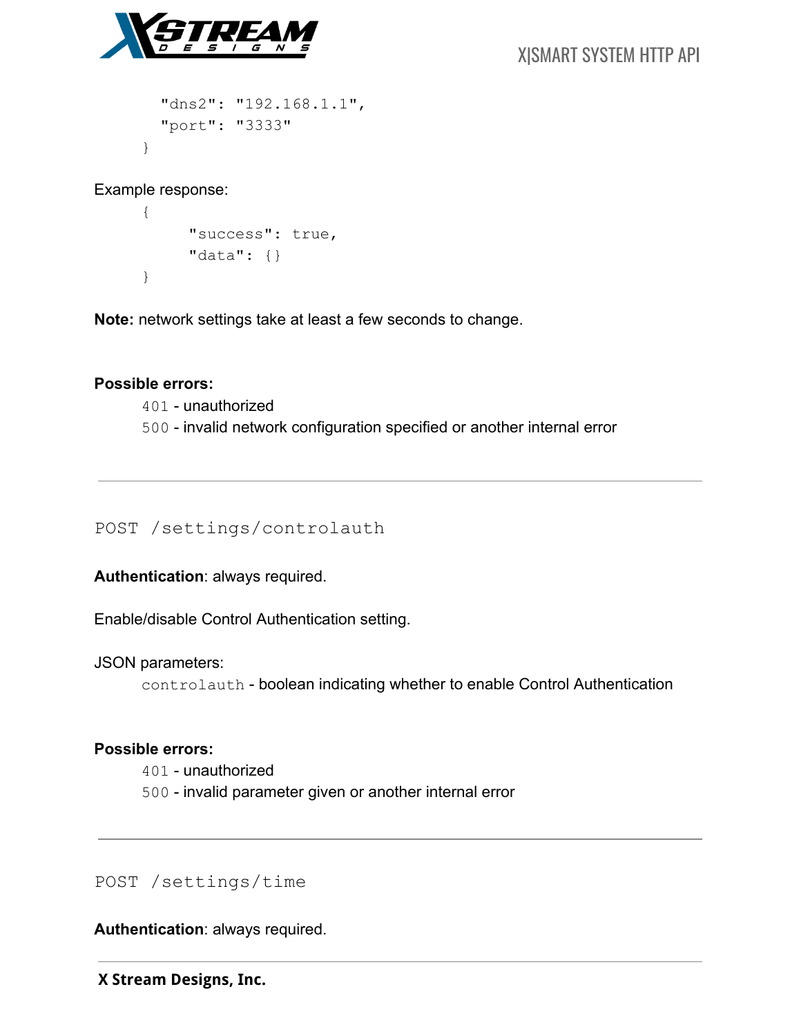```
    "dns2": "192.168.1.1",
    "port": "3333"
}
```

Example response:

```
{
    "success": true,
    "data": {}
}
```

**Note:** network settings take at least a few seconds to change.

**Possible errors:**

- `401` - unauthorized
- `500` - invalid network configuration specified or another internal error

---

## `POST /settings/controlauth`

**Authentication**: always required.

Enable/disable Control Authentication setting.

JSON parameters:

- `controlauth` - boolean indicating whether to enable Control Authentication

**Possible errors:**

- `401` - unauthorized
- `500` - invalid parameter given or another internal error

---

## `POST /settings/time`

**Authentication**: always required.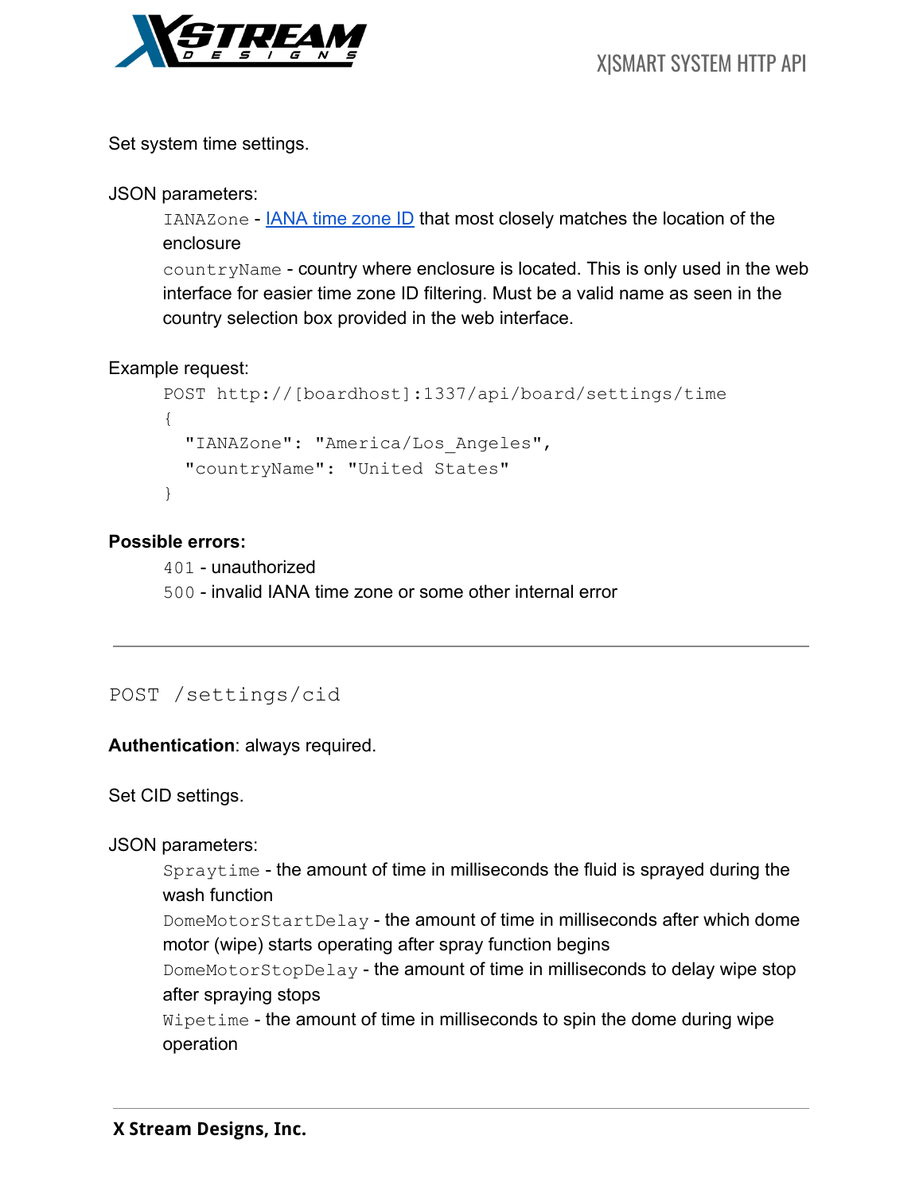Set system time settings.

JSON parameters:

- `IANAZone` - [IANA time zone ID](#) that most closely matches the location of the enclosure
- `countryName` - country where enclosure is located. This is only used in the web interface for easier time zone ID filtering. Must be a valid name as seen in the country selection box provided in the web interface.

Example request:

```
POST http://[boardhost]:1337/api/board/settings/time
{
  "IANAZone": "America/Los_Angeles",
  "countryName": "United States"
}
```

**Possible errors:**

- `401` - unauthorized
- `500` - invalid IANA time zone or some other internal error

---

## `POST /settings/cid`

**Authentication**: always required.

Set CID settings.

JSON parameters:

- `Spraytime` - the amount of time in milliseconds the fluid is sprayed during the wash function
- `DomeMotorStartDelay` - the amount of time in milliseconds after which dome motor (wipe) starts operating after spray function begins
- `DomeMotorStopDelay` - the amount of time in milliseconds to delay wipe stop after spraying stops
- `Wipetime` - the amount of time in milliseconds to spin the dome during wipe operation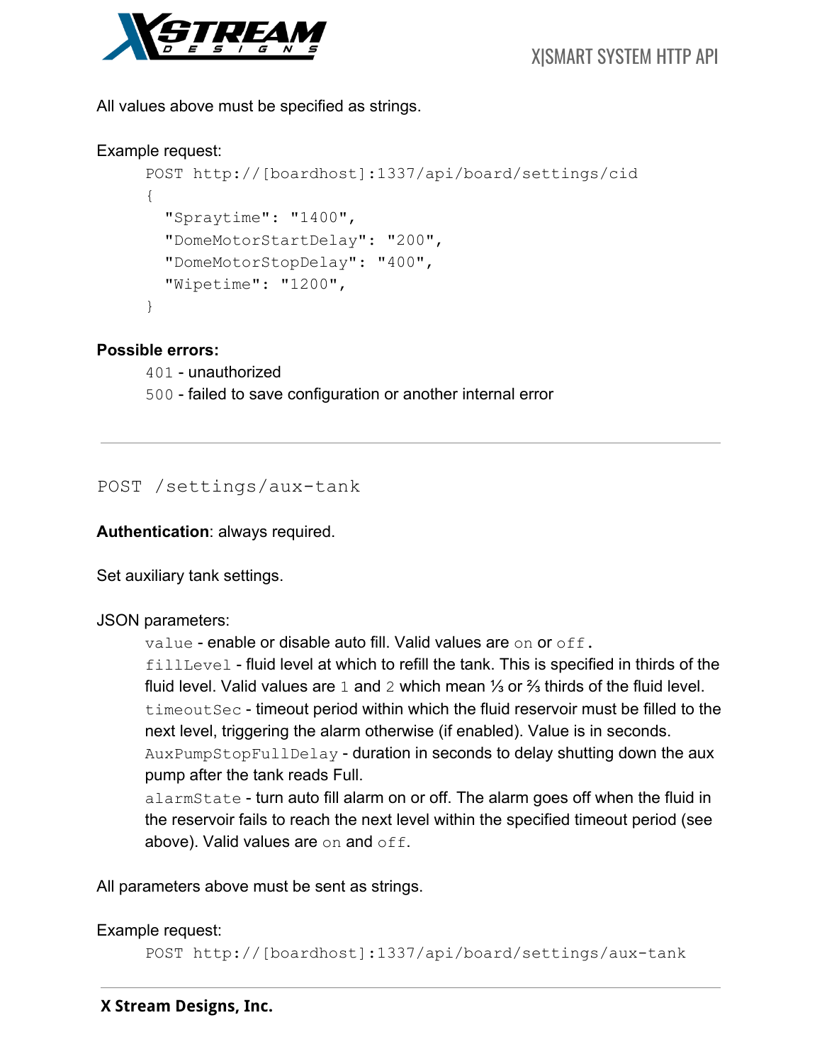All values above must be specified as strings.

Example request:

```
POST http://[boardhost]:1337/api/board/settings/cid
{
  "Spraytime": "1400",
  "DomeMotorStartDelay": "200",
  "DomeMotorStopDelay": "400",
  "Wipetime": "1200",
}
```

**Possible errors:**

`401` - unauthorized
`500` - failed to save configuration or another internal error

---

## `POST /settings/aux-tank`

**Authentication**: always required.

Set auxiliary tank settings.

JSON parameters:

`value` - enable or disable auto fill. Valid values are `on` or `off`.
`fillLevel` - fluid level at which to refill the tank. This is specified in thirds of the fluid level. Valid values are `1` and `2` which mean ⅓ or ⅔ thirds of the fluid level.
`timeoutSec` - timeout period within which the fluid reservoir must be filled to the next level, triggering the alarm otherwise (if enabled). Value is in seconds.
`AuxPumpStopFullDelay` - duration in seconds to delay shutting down the aux pump after the tank reads Full.
`alarmState` - turn auto fill alarm on or off. The alarm goes off when the fluid in the reservoir fails to reach the next level within the specified timeout period (see above). Valid values are `on` and `off`.

All parameters above must be sent as strings.

Example request:

```
POST http://[boardhost]:1337/api/board/settings/aux-tank
```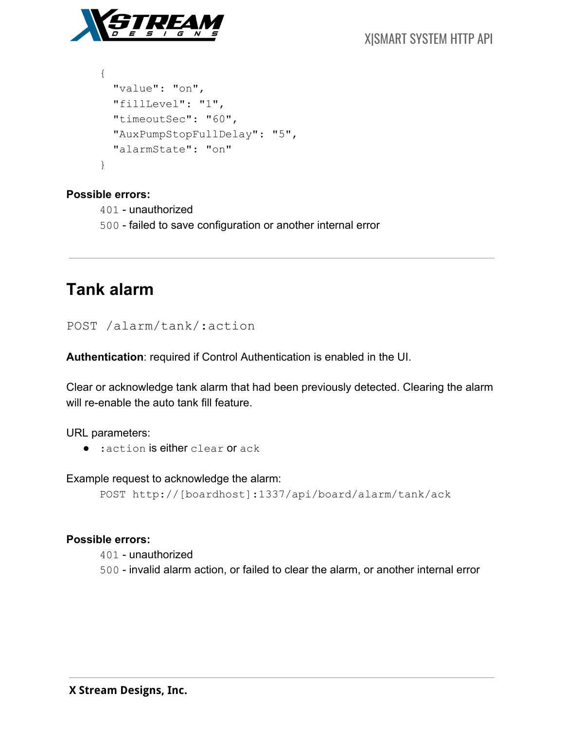```
{
  "value": "on",
  "fillLevel": "1",
  "timeoutSec": "60",
  "AuxPumpStopFullDelay": "5",
  "alarmState": "on"
}
```

**Possible errors:**

`401` - unauthorized
`500` - failed to save configuration or another internal error

---

## Tank alarm

`POST /alarm/tank/:action`

**Authentication**: required if Control Authentication is enabled in the UI.

Clear or acknowledge tank alarm that had been previously detected. Clearing the alarm will re-enable the auto tank fill feature.

URL parameters:

- `:action` is either `clear` or `ack`

Example request to acknowledge the alarm:

```
POST http://[boardhost]:1337/api/board/alarm/tank/ack
```

**Possible errors:**

`401` - unauthorized
`500` - invalid alarm action, or failed to clear the alarm, or another internal error